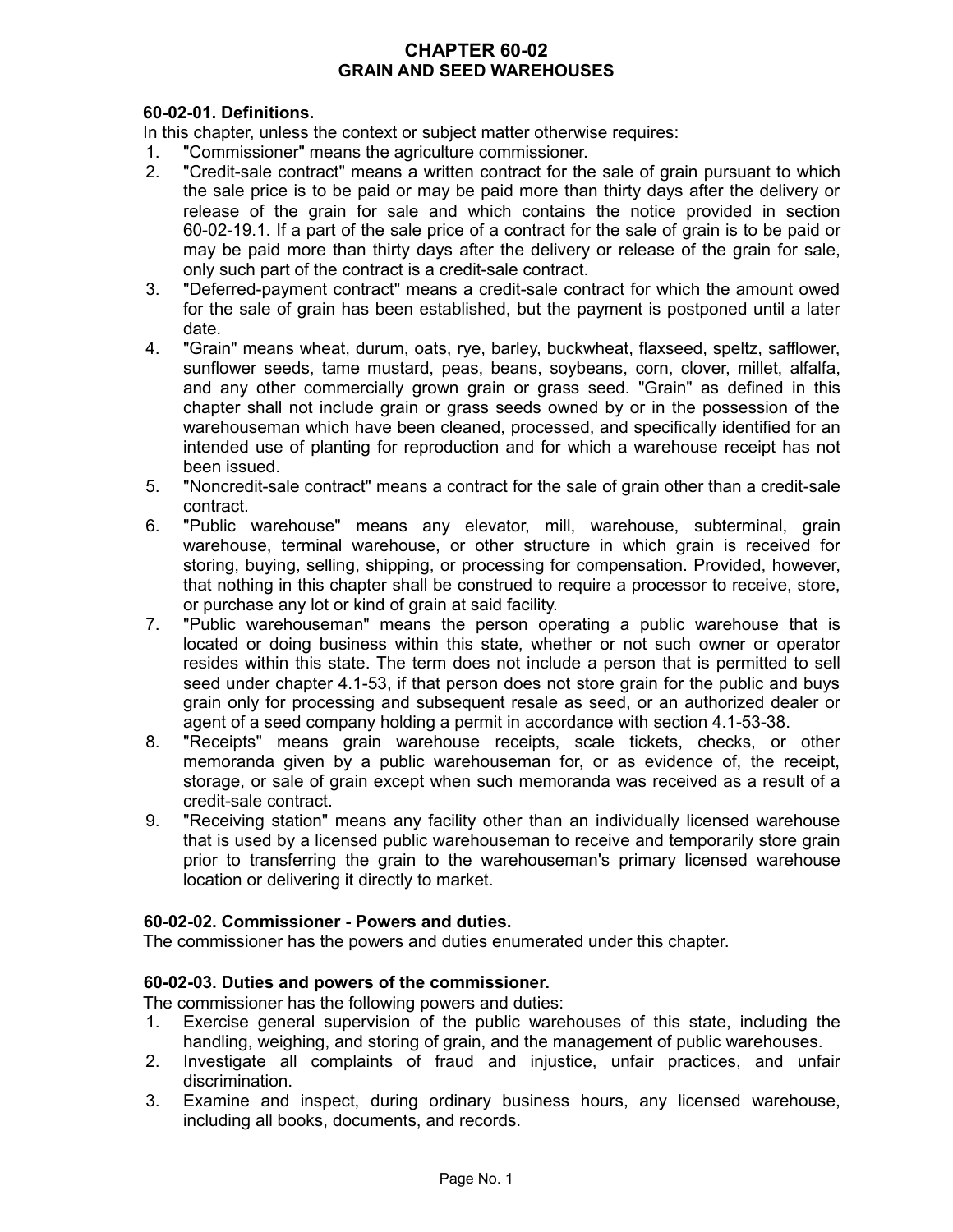# CHAPTER 60-02
# GRAIN AND SEED WAREHOUSES

**60-02-01. Definitions.**

In this chapter, unless the context or subject matter otherwise requires:

1. "Commissioner" means the agriculture commissioner.
2. "Credit-sale contract" means a written contract for the sale of grain pursuant to which the sale price is to be paid or may be paid more than thirty days after the delivery or release of the grain for sale and which contains the notice provided in section 60-02-19.1. If a part of the sale price of a contract for the sale of grain is to be paid or may be paid more than thirty days after the delivery or release of the grain for sale, only such part of the contract is a credit-sale contract.
3. "Deferred-payment contract" means a credit-sale contract for which the amount owed for the sale of grain has been established, but the payment is postponed until a later date.
4. "Grain" means wheat, durum, oats, rye, barley, buckwheat, flaxseed, speltz, safflower, sunflower seeds, tame mustard, peas, beans, soybeans, corn, clover, millet, alfalfa, and any other commercially grown grain or grass seed. "Grain" as defined in this chapter shall not include grain or grass seeds owned by or in the possession of the warehouseman which have been cleaned, processed, and specifically identified for an intended use of planting for reproduction and for which a warehouse receipt has not been issued.
5. "Noncredit-sale contract" means a contract for the sale of grain other than a credit-sale contract.
6. "Public warehouse" means any elevator, mill, warehouse, subterminal, grain warehouse, terminal warehouse, or other structure in which grain is received for storing, buying, selling, shipping, or processing for compensation. Provided, however, that nothing in this chapter shall be construed to require a processor to receive, store, or purchase any lot or kind of grain at said facility.
7. "Public warehouseman" means the person operating a public warehouse that is located or doing business within this state, whether or not such owner or operator resides within this state. The term does not include a person that is permitted to sell seed under chapter 4.1-53, if that person does not store grain for the public and buys grain only for processing and subsequent resale as seed, or an authorized dealer or agent of a seed company holding a permit in accordance with section 4.1-53-38.
8. "Receipts" means grain warehouse receipts, scale tickets, checks, or other memoranda given by a public warehouseman for, or as evidence of, the receipt, storage, or sale of grain except when such memoranda was received as a result of a credit-sale contract.
9. "Receiving station" means any facility other than an individually licensed warehouse that is used by a licensed public warehouseman to receive and temporarily store grain prior to transferring the grain to the warehouseman's primary licensed warehouse location or delivering it directly to market.

**60-02-02. Commissioner - Powers and duties.**

The commissioner has the powers and duties enumerated under this chapter.

**60-02-03. Duties and powers of the commissioner.**

The commissioner has the following powers and duties:

1. Exercise general supervision of the public warehouses of this state, including the handling, weighing, and storing of grain, and the management of public warehouses.
2. Investigate all complaints of fraud and injustice, unfair practices, and unfair discrimination.
3. Examine and inspect, during ordinary business hours, any licensed warehouse, including all books, documents, and records.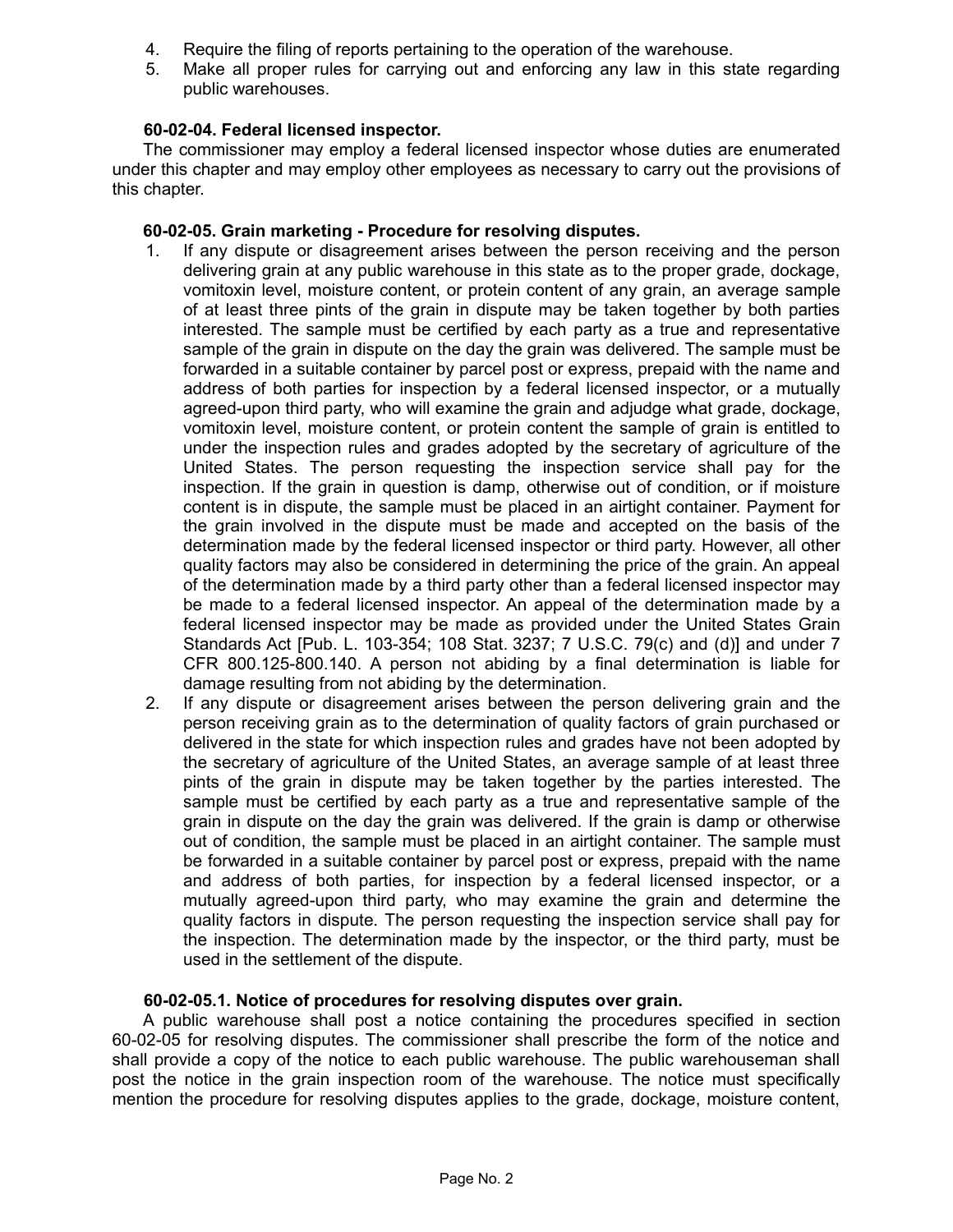4. Require the filing of reports pertaining to the operation of the warehouse.
5. Make all proper rules for carrying out and enforcing any law in this state regarding public warehouses.

**60-02-04. Federal licensed inspector.**

The commissioner may employ a federal licensed inspector whose duties are enumerated under this chapter and may employ other employees as necessary to carry out the provisions of this chapter.

**60-02-05. Grain marketing - Procedure for resolving disputes.**

1. If any dispute or disagreement arises between the person receiving and the person delivering grain at any public warehouse in this state as to the proper grade, dockage, vomitoxin level, moisture content, or protein content of any grain, an average sample of at least three pints of the grain in dispute may be taken together by both parties interested. The sample must be certified by each party as a true and representative sample of the grain in dispute on the day the grain was delivered. The sample must be forwarded in a suitable container by parcel post or express, prepaid with the name and address of both parties for inspection by a federal licensed inspector, or a mutually agreed-upon third party, who will examine the grain and adjudge what grade, dockage, vomitoxin level, moisture content, or protein content the sample of grain is entitled to under the inspection rules and grades adopted by the secretary of agriculture of the United States. The person requesting the inspection service shall pay for the inspection. If the grain in question is damp, otherwise out of condition, or if moisture content is in dispute, the sample must be placed in an airtight container. Payment for the grain involved in the dispute must be made and accepted on the basis of the determination made by the federal licensed inspector or third party. However, all other quality factors may also be considered in determining the price of the grain. An appeal of the determination made by a third party other than a federal licensed inspector may be made to a federal licensed inspector. An appeal of the determination made by a federal licensed inspector may be made as provided under the United States Grain Standards Act [Pub. L. 103-354; 108 Stat. 3237; 7 U.S.C. 79(c) and (d)] and under 7 CFR 800.125-800.140. A person not abiding by a final determination is liable for damage resulting from not abiding by the determination.
2. If any dispute or disagreement arises between the person delivering grain and the person receiving grain as to the determination of quality factors of grain purchased or delivered in the state for which inspection rules and grades have not been adopted by the secretary of agriculture of the United States, an average sample of at least three pints of the grain in dispute may be taken together by the parties interested. The sample must be certified by each party as a true and representative sample of the grain in dispute on the day the grain was delivered. If the grain is damp or otherwise out of condition, the sample must be placed in an airtight container. The sample must be forwarded in a suitable container by parcel post or express, prepaid with the name and address of both parties, for inspection by a federal licensed inspector, or a mutually agreed-upon third party, who may examine the grain and determine the quality factors in dispute. The person requesting the inspection service shall pay for the inspection. The determination made by the inspector, or the third party, must be used in the settlement of the dispute.

**60-02-05.1. Notice of procedures for resolving disputes over grain.**

A public warehouse shall post a notice containing the procedures specified in section 60-02-05 for resolving disputes. The commissioner shall prescribe the form of the notice and shall provide a copy of the notice to each public warehouse. The public warehouseman shall post the notice in the grain inspection room of the warehouse. The notice must specifically mention the procedure for resolving disputes applies to the grade, dockage, moisture content,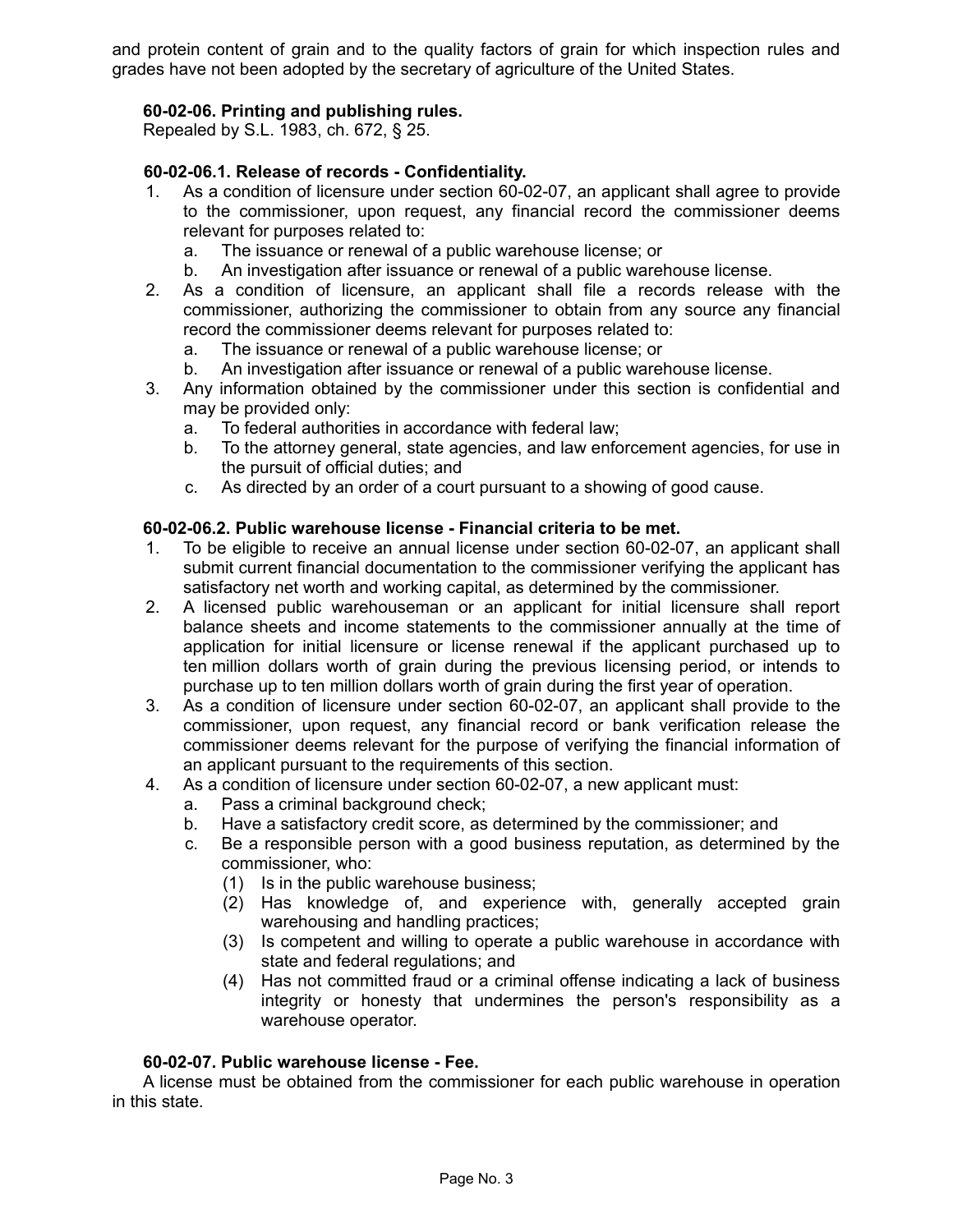and protein content of grain and to the quality factors of grain for which inspection rules and grades have not been adopted by the secretary of agriculture of the United States.

**60-02-06. Printing and publishing rules.**

Repealed by S.L. 1983, ch. 672, § 25.

**60-02-06.1. Release of records - Confidentiality.**

1. As a condition of licensure under section 60-02-07, an applicant shall agree to provide to the commissioner, upon request, any financial record the commissioner deems relevant for purposes related to:
   a. The issuance or renewal of a public warehouse license; or
   b. An investigation after issuance or renewal of a public warehouse license.
2. As a condition of licensure, an applicant shall file a records release with the commissioner, authorizing the commissioner to obtain from any source any financial record the commissioner deems relevant for purposes related to:
   a. The issuance or renewal of a public warehouse license; or
   b. An investigation after issuance or renewal of a public warehouse license.
3. Any information obtained by the commissioner under this section is confidential and may be provided only:
   a. To federal authorities in accordance with federal law;
   b. To the attorney general, state agencies, and law enforcement agencies, for use in the pursuit of official duties; and
   c. As directed by an order of a court pursuant to a showing of good cause.

**60-02-06.2. Public warehouse license - Financial criteria to be met.**

1. To be eligible to receive an annual license under section 60-02-07, an applicant shall submit current financial documentation to the commissioner verifying the applicant has satisfactory net worth and working capital, as determined by the commissioner.
2. A licensed public warehouseman or an applicant for initial licensure shall report balance sheets and income statements to the commissioner annually at the time of application for initial licensure or license renewal if the applicant purchased up to ten million dollars worth of grain during the previous licensing period, or intends to purchase up to ten million dollars worth of grain during the first year of operation.
3. As a condition of licensure under section 60-02-07, an applicant shall provide to the commissioner, upon request, any financial record or bank verification release the commissioner deems relevant for the purpose of verifying the financial information of an applicant pursuant to the requirements of this section.
4. As a condition of licensure under section 60-02-07, a new applicant must:
   a. Pass a criminal background check;
   b. Have a satisfactory credit score, as determined by the commissioner; and
   c. Be a responsible person with a good business reputation, as determined by the commissioner, who:
      (1) Is in the public warehouse business;
      (2) Has knowledge of, and experience with, generally accepted grain warehousing and handling practices;
      (3) Is competent and willing to operate a public warehouse in accordance with state and federal regulations; and
      (4) Has not committed fraud or a criminal offense indicating a lack of business integrity or honesty that undermines the person's responsibility as a warehouse operator.

**60-02-07. Public warehouse license - Fee.**

A license must be obtained from the commissioner for each public warehouse in operation in this state.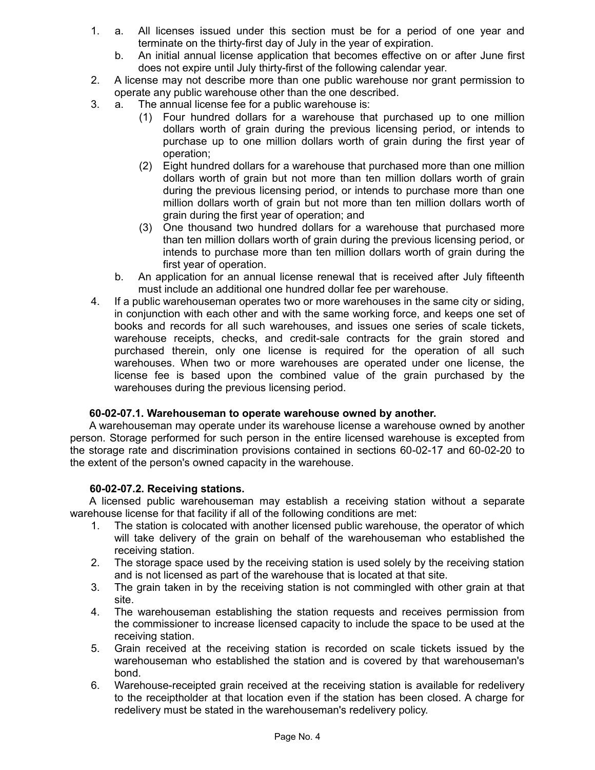1. a. All licenses issued under this section must be for a period of one year and terminate on the thirty-first day of July in the year of expiration.

   b. An initial annual license application that becomes effective on or after June first does not expire until July thirty-first of the following calendar year.

2. A license may not describe more than one public warehouse nor grant permission to operate any public warehouse other than the one described.

3. a. The annual license fee for a public warehouse is:

      (1) Four hundred dollars for a warehouse that purchased up to one million dollars worth of grain during the previous licensing period, or intends to purchase up to one million dollars worth of grain during the first year of operation;

      (2) Eight hundred dollars for a warehouse that purchased more than one million dollars worth of grain but not more than ten million dollars worth of grain during the previous licensing period, or intends to purchase more than one million dollars worth of grain but not more than ten million dollars worth of grain during the first year of operation; and

      (3) One thousand two hundred dollars for a warehouse that purchased more than ten million dollars worth of grain during the previous licensing period, or intends to purchase more than ten million dollars worth of grain during the first year of operation.

   b. An application for an annual license renewal that is received after July fifteenth must include an additional one hundred dollar fee per warehouse.

4. If a public warehouseman operates two or more warehouses in the same city or siding, in conjunction with each other and with the same working force, and keeps one set of books and records for all such warehouses, and issues one series of scale tickets, warehouse receipts, checks, and credit-sale contracts for the grain stored and purchased therein, only one license is required for the operation of all such warehouses. When two or more warehouses are operated under one license, the license fee is based upon the combined value of the grain purchased by the warehouses during the previous licensing period.

**60-02-07.1. Warehouseman to operate warehouse owned by another.**

A warehouseman may operate under its warehouse license a warehouse owned by another person. Storage performed for such person in the entire licensed warehouse is excepted from the storage rate and discrimination provisions contained in sections 60-02-17 and 60-02-20 to the extent of the person's owned capacity in the warehouse.

**60-02-07.2. Receiving stations.**

A licensed public warehouseman may establish a receiving station without a separate warehouse license for that facility if all of the following conditions are met:

1. The station is colocated with another licensed public warehouse, the operator of which will take delivery of the grain on behalf of the warehouseman who established the receiving station.
2. The storage space used by the receiving station is used solely by the receiving station and is not licensed as part of the warehouse that is located at that site.
3. The grain taken in by the receiving station is not commingled with other grain at that site.
4. The warehouseman establishing the station requests and receives permission from the commissioner to increase licensed capacity to include the space to be used at the receiving station.
5. Grain received at the receiving station is recorded on scale tickets issued by the warehouseman who established the station and is covered by that warehouseman's bond.
6. Warehouse-receipted grain received at the receiving station is available for redelivery to the receiptholder at that location even if the station has been closed. A charge for redelivery must be stated in the warehouseman's redelivery policy.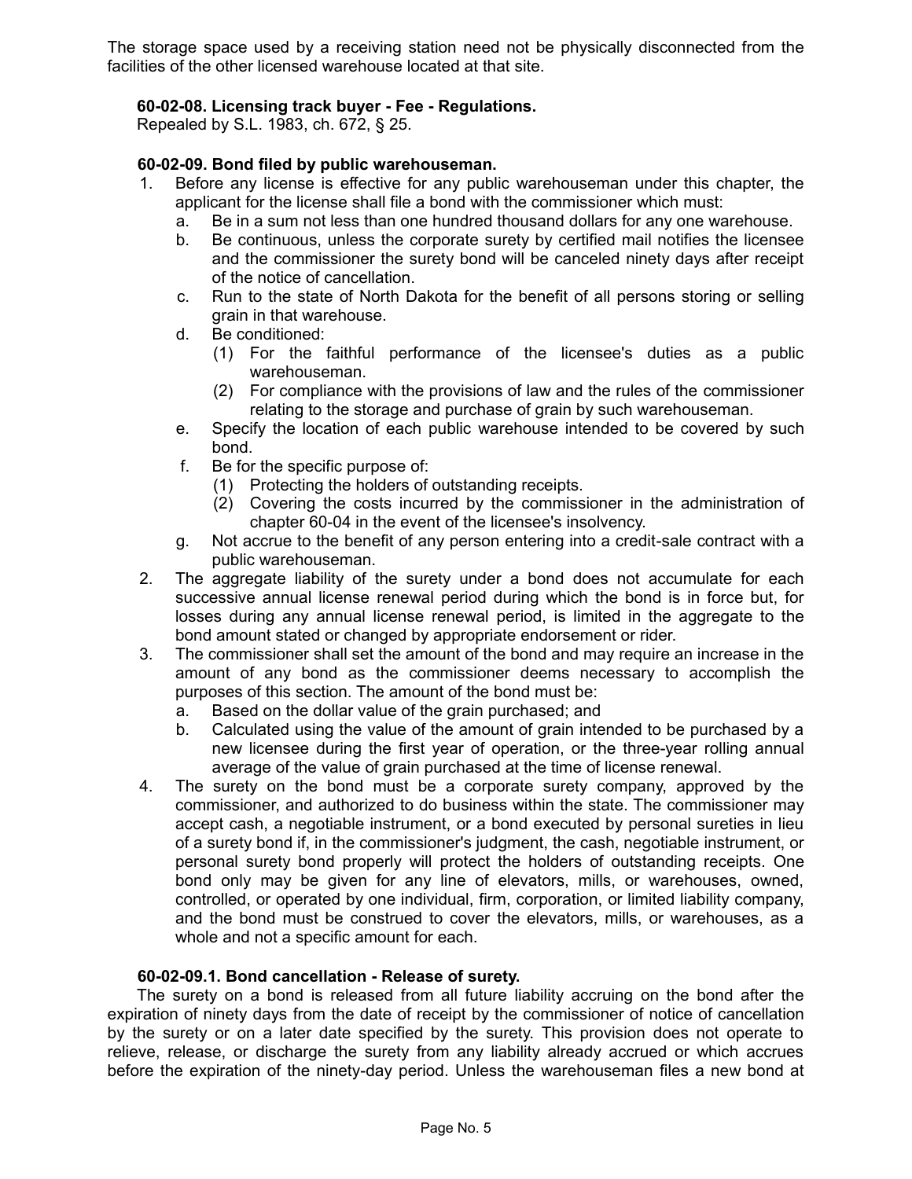The storage space used by a receiving station need not be physically disconnected from the facilities of the other licensed warehouse located at that site.

**60-02-08. Licensing track buyer - Fee - Regulations.**

Repealed by S.L. 1983, ch. 672, § 25.

**60-02-09. Bond filed by public warehouseman.**

1. Before any license is effective for any public warehouseman under this chapter, the applicant for the license shall file a bond with the commissioner which must:
   a. Be in a sum not less than one hundred thousand dollars for any one warehouse.
   b. Be continuous, unless the corporate surety by certified mail notifies the licensee and the commissioner the surety bond will be canceled ninety days after receipt of the notice of cancellation.
   c. Run to the state of North Dakota for the benefit of all persons storing or selling grain in that warehouse.
   d. Be conditioned:
      (1) For the faithful performance of the licensee's duties as a public warehouseman.
      (2) For compliance with the provisions of law and the rules of the commissioner relating to the storage and purchase of grain by such warehouseman.
   e. Specify the location of each public warehouse intended to be covered by such bond.
   f. Be for the specific purpose of:
      (1) Protecting the holders of outstanding receipts.
      (2) Covering the costs incurred by the commissioner in the administration of chapter 60-04 in the event of the licensee's insolvency.
   g. Not accrue to the benefit of any person entering into a credit-sale contract with a public warehouseman.
2. The aggregate liability of the surety under a bond does not accumulate for each successive annual license renewal period during which the bond is in force but, for losses during any annual license renewal period, is limited in the aggregate to the bond amount stated or changed by appropriate endorsement or rider.
3. The commissioner shall set the amount of the bond and may require an increase in the amount of any bond as the commissioner deems necessary to accomplish the purposes of this section. The amount of the bond must be:
   a. Based on the dollar value of the grain purchased; and
   b. Calculated using the value of the amount of grain intended to be purchased by a new licensee during the first year of operation, or the three-year rolling annual average of the value of grain purchased at the time of license renewal.
4. The surety on the bond must be a corporate surety company, approved by the commissioner, and authorized to do business within the state. The commissioner may accept cash, a negotiable instrument, or a bond executed by personal sureties in lieu of a surety bond if, in the commissioner's judgment, the cash, negotiable instrument, or personal surety bond properly will protect the holders of outstanding receipts. One bond only may be given for any line of elevators, mills, or warehouses, owned, controlled, or operated by one individual, firm, corporation, or limited liability company, and the bond must be construed to cover the elevators, mills, or warehouses, as a whole and not a specific amount for each.

**60-02-09.1. Bond cancellation - Release of surety.**

The surety on a bond is released from all future liability accruing on the bond after the expiration of ninety days from the date of receipt by the commissioner of notice of cancellation by the surety or on a later date specified by the surety. This provision does not operate to relieve, release, or discharge the surety from any liability already accrued or which accrues before the expiration of the ninety-day period. Unless the warehouseman files a new bond at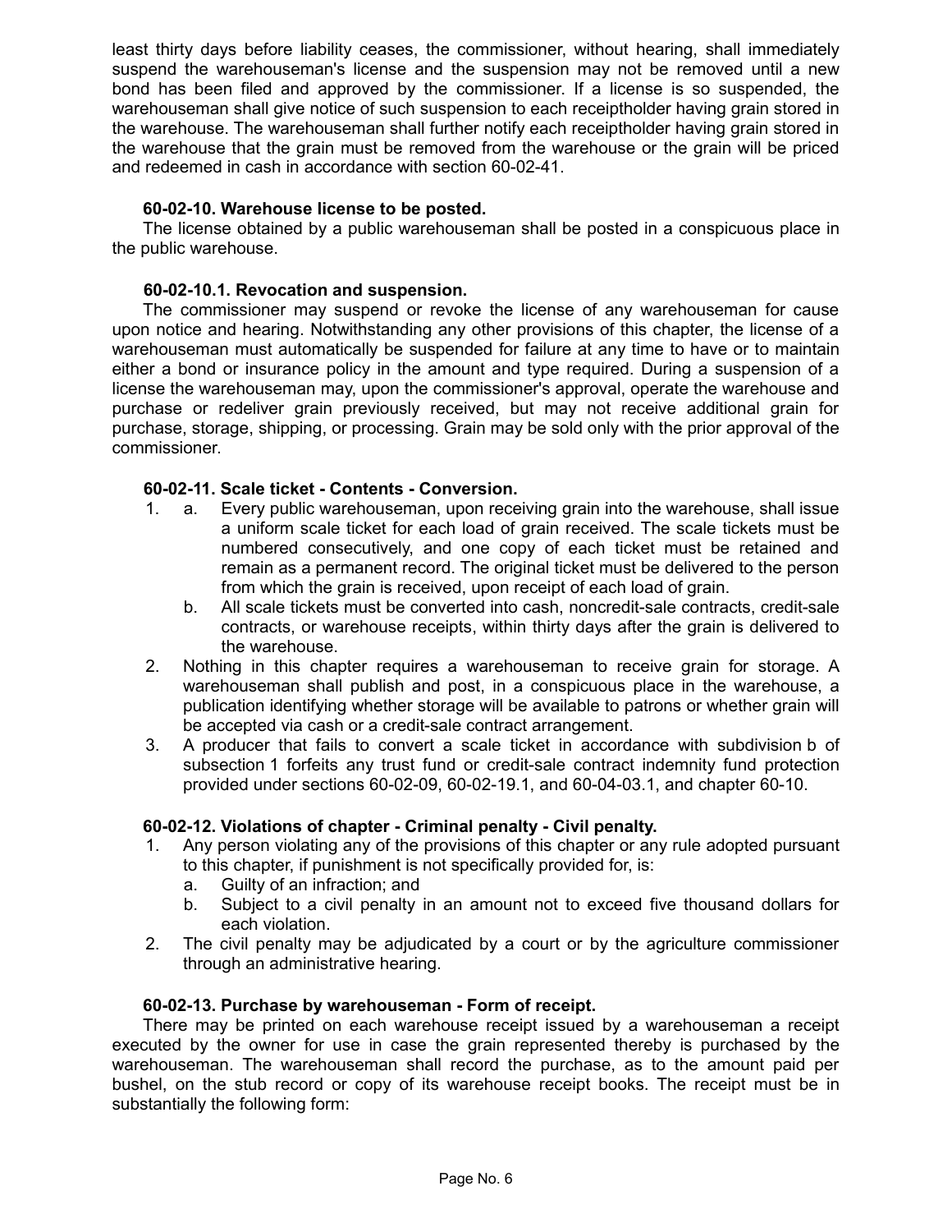least thirty days before liability ceases, the commissioner, without hearing, shall immediately suspend the warehouseman's license and the suspension may not be removed until a new bond has been filed and approved by the commissioner. If a license is so suspended, the warehouseman shall give notice of such suspension to each receiptholder having grain stored in the warehouse. The warehouseman shall further notify each receiptholder having grain stored in the warehouse that the grain must be removed from the warehouse or the grain will be priced and redeemed in cash in accordance with section 60-02-41.

**60-02-10. Warehouse license to be posted.**

The license obtained by a public warehouseman shall be posted in a conspicuous place in the public warehouse.

**60-02-10.1. Revocation and suspension.**

The commissioner may suspend or revoke the license of any warehouseman for cause upon notice and hearing. Notwithstanding any other provisions of this chapter, the license of a warehouseman must automatically be suspended for failure at any time to have or to maintain either a bond or insurance policy in the amount and type required. During a suspension of a license the warehouseman may, upon the commissioner's approval, operate the warehouse and purchase or redeliver grain previously received, but may not receive additional grain for purchase, storage, shipping, or processing. Grain may be sold only with the prior approval of the commissioner.

**60-02-11. Scale ticket - Contents - Conversion.**

1. a. Every public warehouseman, upon receiving grain into the warehouse, shall issue a uniform scale ticket for each load of grain received. The scale tickets must be numbered consecutively, and one copy of each ticket must be retained and remain as a permanent record. The original ticket must be delivered to the person from which the grain is received, upon receipt of each load of grain.
   b. All scale tickets must be converted into cash, noncredit-sale contracts, credit-sale contracts, or warehouse receipts, within thirty days after the grain is delivered to the warehouse.
2. Nothing in this chapter requires a warehouseman to receive grain for storage. A warehouseman shall publish and post, in a conspicuous place in the warehouse, a publication identifying whether storage will be available to patrons or whether grain will be accepted via cash or a credit-sale contract arrangement.
3. A producer that fails to convert a scale ticket in accordance with subdivision b of subsection 1 forfeits any trust fund or credit-sale contract indemnity fund protection provided under sections 60-02-09, 60-02-19.1, and 60-04-03.1, and chapter 60-10.

**60-02-12. Violations of chapter - Criminal penalty - Civil penalty.**

1. Any person violating any of the provisions of this chapter or any rule adopted pursuant to this chapter, if punishment is not specifically provided for, is:
   a. Guilty of an infraction; and
   b. Subject to a civil penalty in an amount not to exceed five thousand dollars for each violation.
2. The civil penalty may be adjudicated by a court or by the agriculture commissioner through an administrative hearing.

**60-02-13. Purchase by warehouseman - Form of receipt.**

There may be printed on each warehouse receipt issued by a warehouseman a receipt executed by the owner for use in case the grain represented thereby is purchased by the warehouseman. The warehouseman shall record the purchase, as to the amount paid per bushel, on the stub record or copy of its warehouse receipt books. The receipt must be in substantially the following form: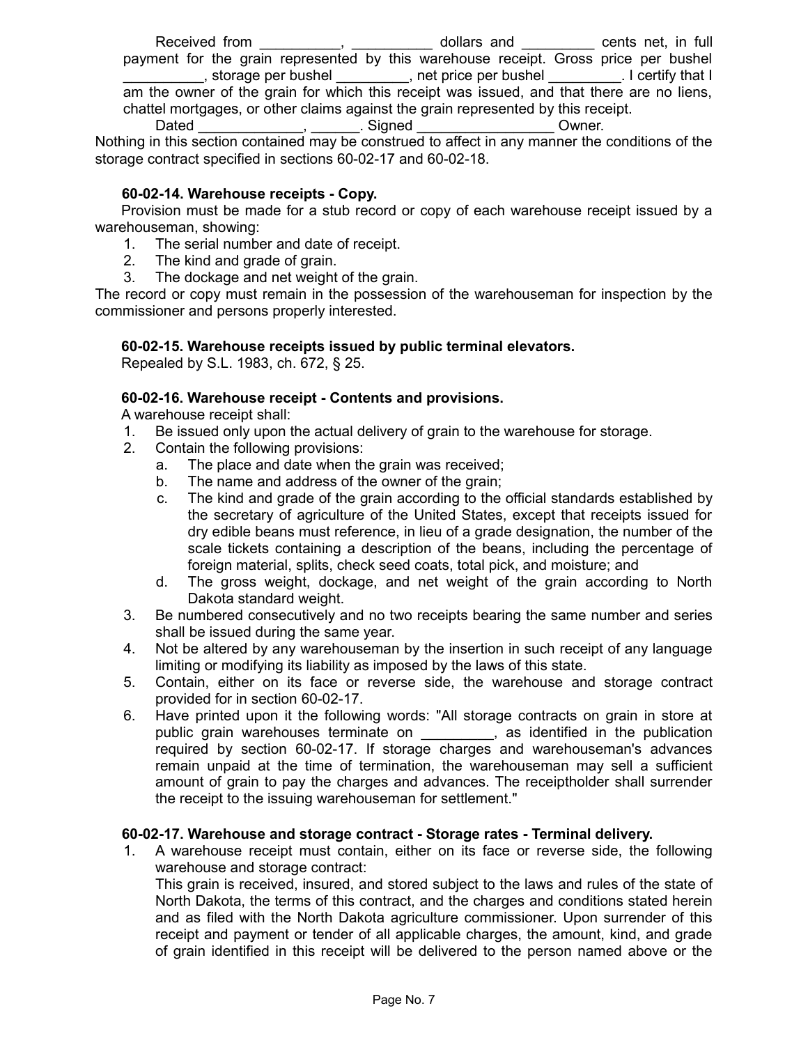Received from __________, __________ dollars and _________ cents net, in full payment for the grain represented by this warehouse receipt. Gross price per bushel __________, storage per bushel _________, net price per bushel _________. I certify that I am the owner of the grain for which this receipt was issued, and that there are no liens, chattel mortgages, or other claims against the grain represented by this receipt.

Dated _____________, ______. Signed _________________ Owner.

Nothing in this section contained may be construed to affect in any manner the conditions of the storage contract specified in sections 60-02-17 and 60-02-18.

**60-02-14. Warehouse receipts - Copy.**

Provision must be made for a stub record or copy of each warehouse receipt issued by a warehouseman, showing:

1. The serial number and date of receipt.
2. The kind and grade of grain.
3. The dockage and net weight of the grain.

The record or copy must remain in the possession of the warehouseman for inspection by the commissioner and persons properly interested.

**60-02-15. Warehouse receipts issued by public terminal elevators.**

Repealed by S.L. 1983, ch. 672, § 25.

**60-02-16. Warehouse receipt - Contents and provisions.**

A warehouse receipt shall:

1. Be issued only upon the actual delivery of grain to the warehouse for storage.
2. Contain the following provisions:
   a. The place and date when the grain was received;
   b. The name and address of the owner of the grain;
   c. The kind and grade of the grain according to the official standards established by the secretary of agriculture of the United States, except that receipts issued for dry edible beans must reference, in lieu of a grade designation, the number of the scale tickets containing a description of the beans, including the percentage of foreign material, splits, check seed coats, total pick, and moisture; and
   d. The gross weight, dockage, and net weight of the grain according to North Dakota standard weight.
3. Be numbered consecutively and no two receipts bearing the same number and series shall be issued during the same year.
4. Not be altered by any warehouseman by the insertion in such receipt of any language limiting or modifying its liability as imposed by the laws of this state.
5. Contain, either on its face or reverse side, the warehouse and storage contract provided for in section 60-02-17.
6. Have printed upon it the following words: "All storage contracts on grain in store at public grain warehouses terminate on _________, as identified in the publication required by section 60-02-17. If storage charges and warehouseman's advances remain unpaid at the time of termination, the warehouseman may sell a sufficient amount of grain to pay the charges and advances. The receiptholder shall surrender the receipt to the issuing warehouseman for settlement."

**60-02-17. Warehouse and storage contract - Storage rates - Terminal delivery.**

1. A warehouse receipt must contain, either on its face or reverse side, the following warehouse and storage contract:

   This grain is received, insured, and stored subject to the laws and rules of the state of North Dakota, the terms of this contract, and the charges and conditions stated herein and as filed with the North Dakota agriculture commissioner. Upon surrender of this receipt and payment or tender of all applicable charges, the amount, kind, and grade of grain identified in this receipt will be delivered to the person named above or the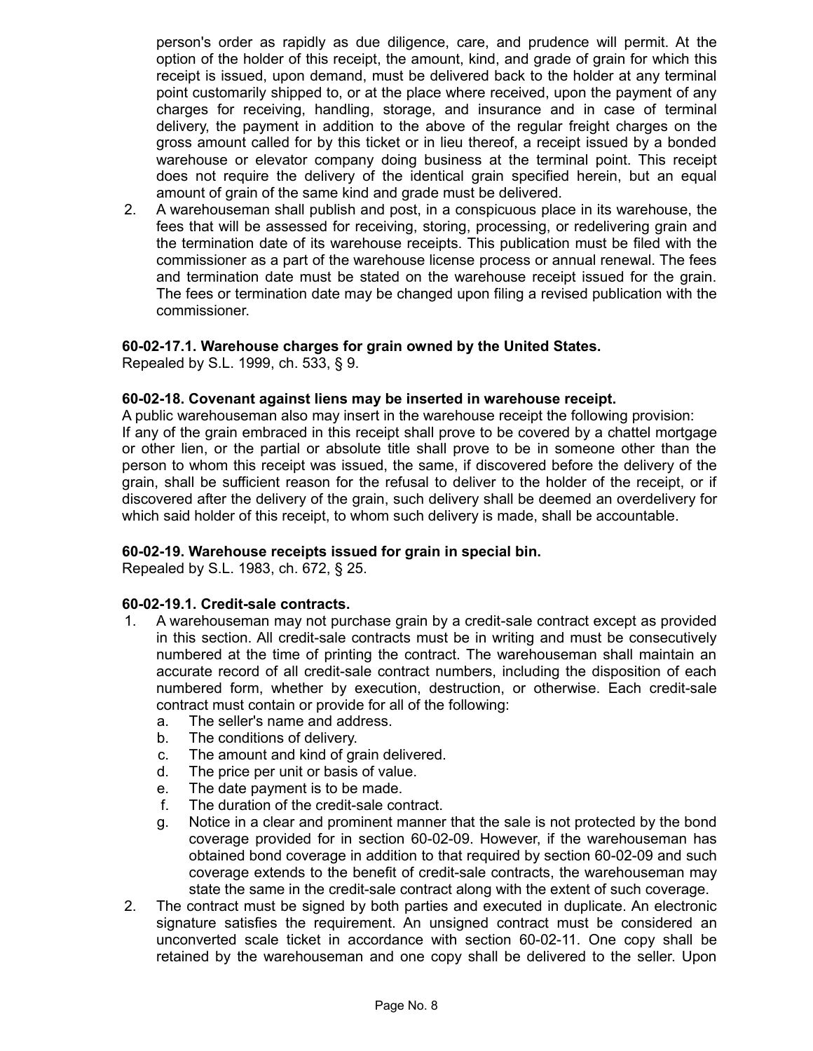person's order as rapidly as due diligence, care, and prudence will permit. At the option of the holder of this receipt, the amount, kind, and grade of grain for which this receipt is issued, upon demand, must be delivered back to the holder at any terminal point customarily shipped to, or at the place where received, upon the payment of any charges for receiving, handling, storage, and insurance and in case of terminal delivery, the payment in addition to the above of the regular freight charges on the gross amount called for by this ticket or in lieu thereof, a receipt issued by a bonded warehouse or elevator company doing business at the terminal point. This receipt does not require the delivery of the identical grain specified herein, but an equal amount of grain of the same kind and grade must be delivered.

2. A warehouseman shall publish and post, in a conspicuous place in its warehouse, the fees that will be assessed for receiving, storing, processing, or redelivering grain and the termination date of its warehouse receipts. This publication must be filed with the commissioner as a part of the warehouse license process or annual renewal. The fees and termination date must be stated on the warehouse receipt issued for the grain. The fees or termination date may be changed upon filing a revised publication with the commissioner.

**60-02-17.1. Warehouse charges for grain owned by the United States.**
Repealed by S.L. 1999, ch. 533, § 9.

**60-02-18. Covenant against liens may be inserted in warehouse receipt.**
A public warehouseman also may insert in the warehouse receipt the following provision:
If any of the grain embraced in this receipt shall prove to be covered by a chattel mortgage or other lien, or the partial or absolute title shall prove to be in someone other than the person to whom this receipt was issued, the same, if discovered before the delivery of the grain, shall be sufficient reason for the refusal to deliver to the holder of the receipt, or if discovered after the delivery of the grain, such delivery shall be deemed an overdelivery for which said holder of this receipt, to whom such delivery is made, shall be accountable.

**60-02-19. Warehouse receipts issued for grain in special bin.**
Repealed by S.L. 1983, ch. 672, § 25.

**60-02-19.1. Credit-sale contracts.**

1. A warehouseman may not purchase grain by a credit-sale contract except as provided in this section. All credit-sale contracts must be in writing and must be consecutively numbered at the time of printing the contract. The warehouseman shall maintain an accurate record of all credit-sale contract numbers, including the disposition of each numbered form, whether by execution, destruction, or otherwise. Each credit-sale contract must contain or provide for all of the following:
   a. The seller's name and address.
   b. The conditions of delivery.
   c. The amount and kind of grain delivered.
   d. The price per unit or basis of value.
   e. The date payment is to be made.
   f. The duration of the credit-sale contract.
   g. Notice in a clear and prominent manner that the sale is not protected by the bond coverage provided for in section 60-02-09. However, if the warehouseman has obtained bond coverage in addition to that required by section 60-02-09 and such coverage extends to the benefit of credit-sale contracts, the warehouseman may state the same in the credit-sale contract along with the extent of such coverage.
2. The contract must be signed by both parties and executed in duplicate. An electronic signature satisfies the requirement. An unsigned contract must be considered an unconverted scale ticket in accordance with section 60-02-11. One copy shall be retained by the warehouseman and one copy shall be delivered to the seller. Upon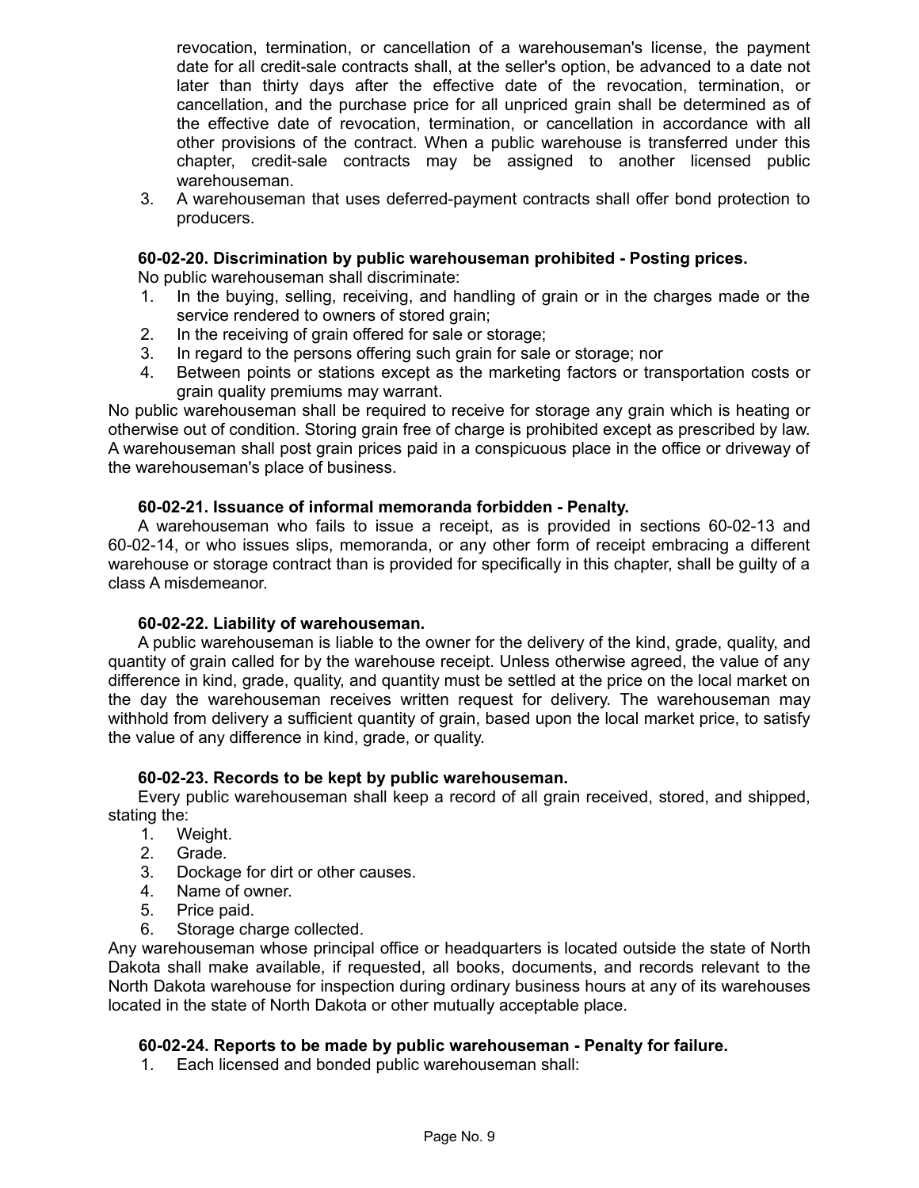revocation, termination, or cancellation of a warehouseman's license, the payment date for all credit-sale contracts shall, at the seller's option, be advanced to a date not later than thirty days after the effective date of the revocation, termination, or cancellation, and the purchase price for all unpriced grain shall be determined as of the effective date of revocation, termination, or cancellation in accordance with all other provisions of the contract. When a public warehouse is transferred under this chapter, credit-sale contracts may be assigned to another licensed public warehouseman.

3. A warehouseman that uses deferred-payment contracts shall offer bond protection to producers.

**60-02-20. Discrimination by public warehouseman prohibited - Posting prices.**

No public warehouseman shall discriminate:

1. In the buying, selling, receiving, and handling of grain or in the charges made or the service rendered to owners of stored grain;
2. In the receiving of grain offered for sale or storage;
3. In regard to the persons offering such grain for sale or storage; nor
4. Between points or stations except as the marketing factors or transportation costs or grain quality premiums may warrant.

No public warehouseman shall be required to receive for storage any grain which is heating or otherwise out of condition. Storing grain free of charge is prohibited except as prescribed by law. A warehouseman shall post grain prices paid in a conspicuous place in the office or driveway of the warehouseman's place of business.

**60-02-21. Issuance of informal memoranda forbidden - Penalty.**

A warehouseman who fails to issue a receipt, as is provided in sections 60-02-13 and 60-02-14, or who issues slips, memoranda, or any other form of receipt embracing a different warehouse or storage contract than is provided for specifically in this chapter, shall be guilty of a class A misdemeanor.

**60-02-22. Liability of warehouseman.**

A public warehouseman is liable to the owner for the delivery of the kind, grade, quality, and quantity of grain called for by the warehouse receipt. Unless otherwise agreed, the value of any difference in kind, grade, quality, and quantity must be settled at the price on the local market on the day the warehouseman receives written request for delivery. The warehouseman may withhold from delivery a sufficient quantity of grain, based upon the local market price, to satisfy the value of any difference in kind, grade, or quality.

**60-02-23. Records to be kept by public warehouseman.**

Every public warehouseman shall keep a record of all grain received, stored, and shipped, stating the:

1. Weight.
2. Grade.
3. Dockage for dirt or other causes.
4. Name of owner.
5. Price paid.
6. Storage charge collected.

Any warehouseman whose principal office or headquarters is located outside the state of North Dakota shall make available, if requested, all books, documents, and records relevant to the North Dakota warehouse for inspection during ordinary business hours at any of its warehouses located in the state of North Dakota or other mutually acceptable place.

**60-02-24. Reports to be made by public warehouseman - Penalty for failure.**

1. Each licensed and bonded public warehouseman shall: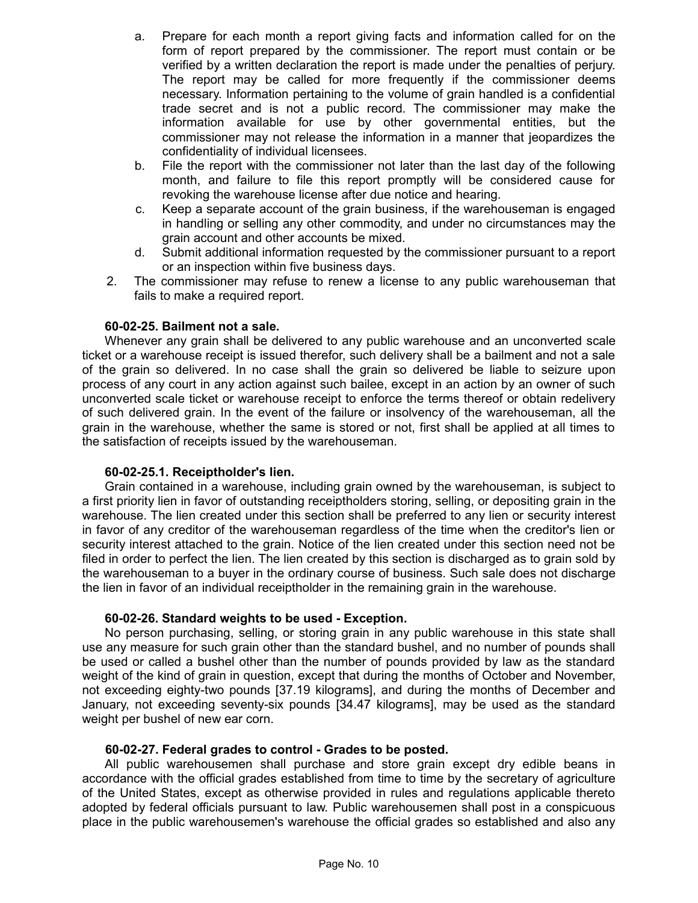a. Prepare for each month a report giving facts and information called for on the form of report prepared by the commissioner. The report must contain or be verified by a written declaration the report is made under the penalties of perjury. The report may be called for more frequently if the commissioner deems necessary. Information pertaining to the volume of grain handled is a confidential trade secret and is not a public record. The commissioner may make the information available for use by other governmental entities, but the commissioner may not release the information in a manner that jeopardizes the confidentiality of individual licensees.
b. File the report with the commissioner not later than the last day of the following month, and failure to file this report promptly will be considered cause for revoking the warehouse license after due notice and hearing.
c. Keep a separate account of the grain business, if the warehouseman is engaged in handling or selling any other commodity, and under no circumstances may the grain account and other accounts be mixed.
d. Submit additional information requested by the commissioner pursuant to a report or an inspection within five business days.

2. The commissioner may refuse to renew a license to any public warehouseman that fails to make a required report.

**60-02-25. Bailment not a sale.**

Whenever any grain shall be delivered to any public warehouse and an unconverted scale ticket or a warehouse receipt is issued therefor, such delivery shall be a bailment and not a sale of the grain so delivered. In no case shall the grain so delivered be liable to seizure upon process of any court in any action against such bailee, except in an action by an owner of such unconverted scale ticket or warehouse receipt to enforce the terms thereof or obtain redelivery of such delivered grain. In the event of the failure or insolvency of the warehouseman, all the grain in the warehouse, whether the same is stored or not, first shall be applied at all times to the satisfaction of receipts issued by the warehouseman.

**60-02-25.1. Receiptholder's lien.**

Grain contained in a warehouse, including grain owned by the warehouseman, is subject to a first priority lien in favor of outstanding receiptholders storing, selling, or depositing grain in the warehouse. The lien created under this section shall be preferred to any lien or security interest in favor of any creditor of the warehouseman regardless of the time when the creditor's lien or security interest attached to the grain. Notice of the lien created under this section need not be filed in order to perfect the lien. The lien created by this section is discharged as to grain sold by the warehouseman to a buyer in the ordinary course of business. Such sale does not discharge the lien in favor of an individual receiptholder in the remaining grain in the warehouse.

**60-02-26. Standard weights to be used - Exception.**

No person purchasing, selling, or storing grain in any public warehouse in this state shall use any measure for such grain other than the standard bushel, and no number of pounds shall be used or called a bushel other than the number of pounds provided by law as the standard weight of the kind of grain in question, except that during the months of October and November, not exceeding eighty-two pounds [37.19 kilograms], and during the months of December and January, not exceeding seventy-six pounds [34.47 kilograms], may be used as the standard weight per bushel of new ear corn.

**60-02-27. Federal grades to control - Grades to be posted.**

All public warehousemen shall purchase and store grain except dry edible beans in accordance with the official grades established from time to time by the secretary of agriculture of the United States, except as otherwise provided in rules and regulations applicable thereto adopted by federal officials pursuant to law. Public warehousemen shall post in a conspicuous place in the public warehousemen's warehouse the official grades so established and also any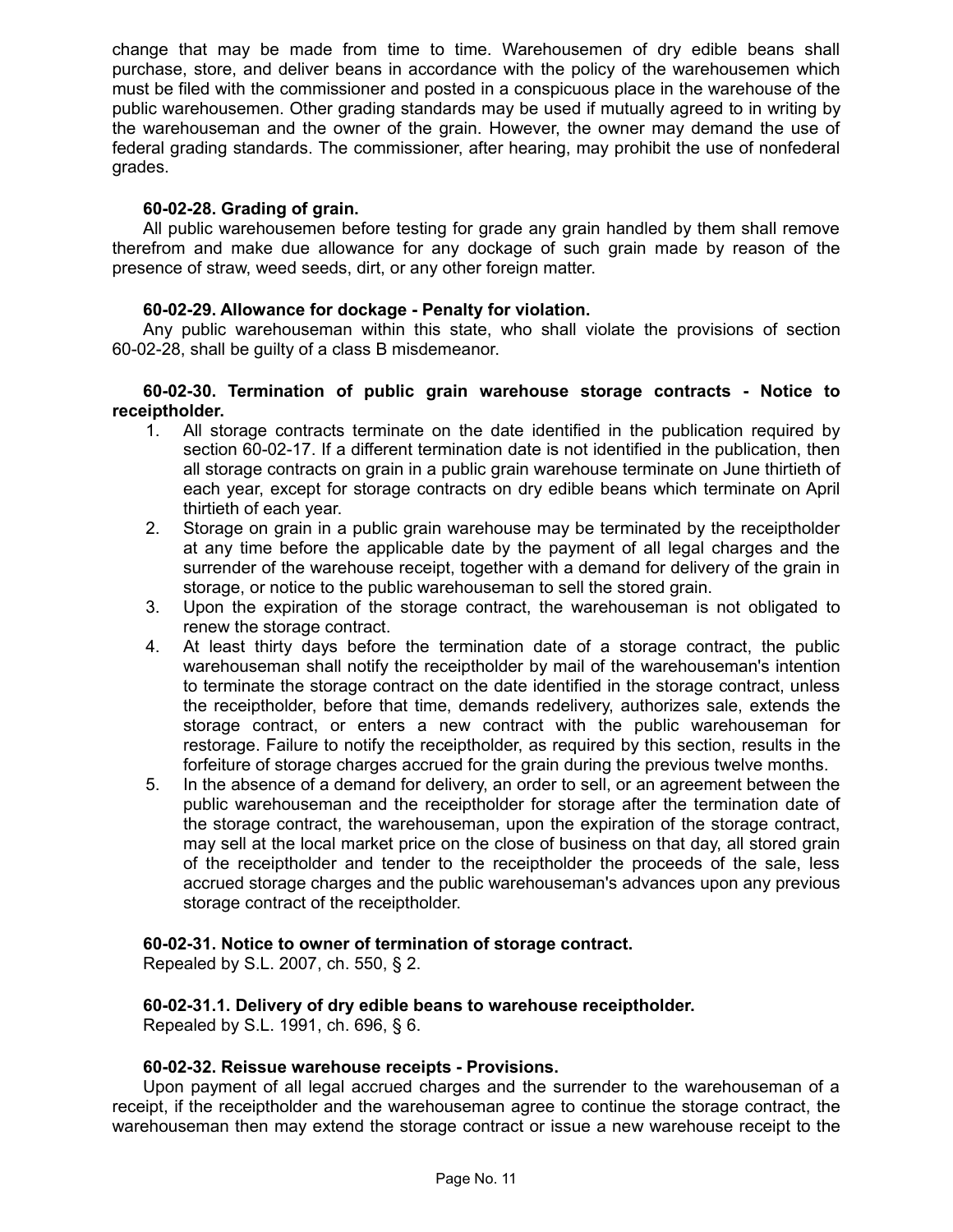change that may be made from time to time. Warehousemen of dry edible beans shall purchase, store, and deliver beans in accordance with the policy of the warehousemen which must be filed with the commissioner and posted in a conspicuous place in the warehouse of the public warehousemen. Other grading standards may be used if mutually agreed to in writing by the warehouseman and the owner of the grain. However, the owner may demand the use of federal grading standards. The commissioner, after hearing, may prohibit the use of nonfederal grades.

**60-02-28. Grading of grain.**

All public warehousemen before testing for grade any grain handled by them shall remove therefrom and make due allowance for any dockage of such grain made by reason of the presence of straw, weed seeds, dirt, or any other foreign matter.

**60-02-29. Allowance for dockage - Penalty for violation.**

Any public warehouseman within this state, who shall violate the provisions of section 60-02-28, shall be guilty of a class B misdemeanor.

**60-02-30. Termination of public grain warehouse storage contracts - Notice to receiptholder.**

1. All storage contracts terminate on the date identified in the publication required by section 60-02-17. If a different termination date is not identified in the publication, then all storage contracts on grain in a public grain warehouse terminate on June thirtieth of each year, except for storage contracts on dry edible beans which terminate on April thirtieth of each year.
2. Storage on grain in a public grain warehouse may be terminated by the receiptholder at any time before the applicable date by the payment of all legal charges and the surrender of the warehouse receipt, together with a demand for delivery of the grain in storage, or notice to the public warehouseman to sell the stored grain.
3. Upon the expiration of the storage contract, the warehouseman is not obligated to renew the storage contract.
4. At least thirty days before the termination date of a storage contract, the public warehouseman shall notify the receiptholder by mail of the warehouseman's intention to terminate the storage contract on the date identified in the storage contract, unless the receiptholder, before that time, demands redelivery, authorizes sale, extends the storage contract, or enters a new contract with the public warehouseman for restorage. Failure to notify the receiptholder, as required by this section, results in the forfeiture of storage charges accrued for the grain during the previous twelve months.
5. In the absence of a demand for delivery, an order to sell, or an agreement between the public warehouseman and the receiptholder for storage after the termination date of the storage contract, the warehouseman, upon the expiration of the storage contract, may sell at the local market price on the close of business on that day, all stored grain of the receiptholder and tender to the receiptholder the proceeds of the sale, less accrued storage charges and the public warehouseman's advances upon any previous storage contract of the receiptholder.

**60-02-31. Notice to owner of termination of storage contract.**

Repealed by S.L. 2007, ch. 550, § 2.

**60-02-31.1. Delivery of dry edible beans to warehouse receiptholder.**

Repealed by S.L. 1991, ch. 696, § 6.

**60-02-32. Reissue warehouse receipts - Provisions.**

Upon payment of all legal accrued charges and the surrender to the warehouseman of a receipt, if the receiptholder and the warehouseman agree to continue the storage contract, the warehouseman then may extend the storage contract or issue a new warehouse receipt to the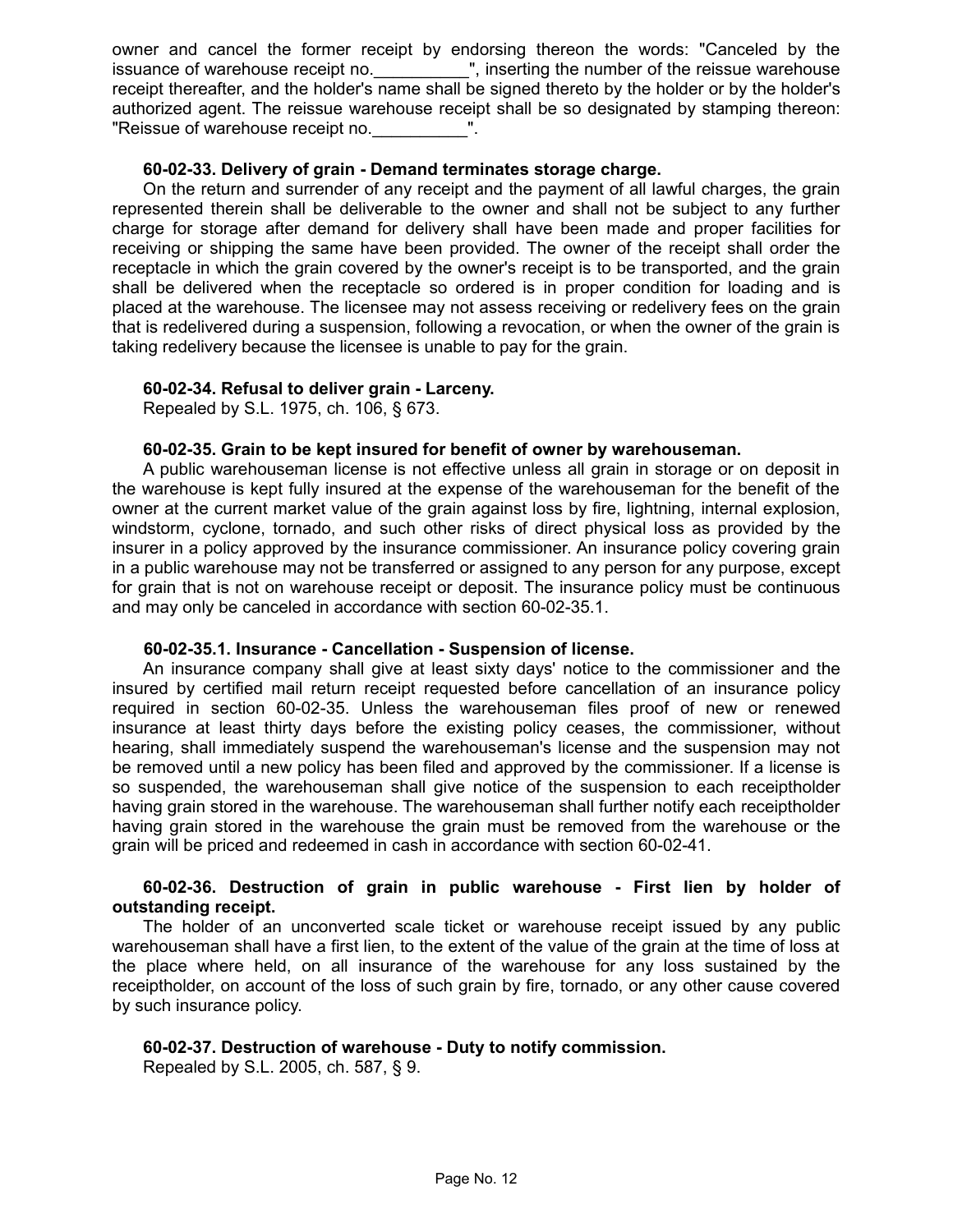owner and cancel the former receipt by endorsing thereon the words: "Canceled by the issuance of warehouse receipt no.__________", inserting the number of the reissue warehouse receipt thereafter, and the holder's name shall be signed thereto by the holder or by the holder's authorized agent. The reissue warehouse receipt shall be so designated by stamping thereon: "Reissue of warehouse receipt no.__________".

**60-02-33. Delivery of grain - Demand terminates storage charge.**

On the return and surrender of any receipt and the payment of all lawful charges, the grain represented therein shall be deliverable to the owner and shall not be subject to any further charge for storage after demand for delivery shall have been made and proper facilities for receiving or shipping the same have been provided. The owner of the receipt shall order the receptacle in which the grain covered by the owner's receipt is to be transported, and the grain shall be delivered when the receptacle so ordered is in proper condition for loading and is placed at the warehouse. The licensee may not assess receiving or redelivery fees on the grain that is redelivered during a suspension, following a revocation, or when the owner of the grain is taking redelivery because the licensee is unable to pay for the grain.

**60-02-34. Refusal to deliver grain - Larceny.**

Repealed by S.L. 1975, ch. 106, § 673.

**60-02-35. Grain to be kept insured for benefit of owner by warehouseman.**

A public warehouseman license is not effective unless all grain in storage or on deposit in the warehouse is kept fully insured at the expense of the warehouseman for the benefit of the owner at the current market value of the grain against loss by fire, lightning, internal explosion, windstorm, cyclone, tornado, and such other risks of direct physical loss as provided by the insurer in a policy approved by the insurance commissioner. An insurance policy covering grain in a public warehouse may not be transferred or assigned to any person for any purpose, except for grain that is not on warehouse receipt or deposit. The insurance policy must be continuous and may only be canceled in accordance with section 60-02-35.1.

**60-02-35.1. Insurance - Cancellation - Suspension of license.**

An insurance company shall give at least sixty days' notice to the commissioner and the insured by certified mail return receipt requested before cancellation of an insurance policy required in section 60-02-35. Unless the warehouseman files proof of new or renewed insurance at least thirty days before the existing policy ceases, the commissioner, without hearing, shall immediately suspend the warehouseman's license and the suspension may not be removed until a new policy has been filed and approved by the commissioner. If a license is so suspended, the warehouseman shall give notice of the suspension to each receiptholder having grain stored in the warehouse. The warehouseman shall further notify each receiptholder having grain stored in the warehouse the grain must be removed from the warehouse or the grain will be priced and redeemed in cash in accordance with section 60-02-41.

**60-02-36. Destruction of grain in public warehouse - First lien by holder of outstanding receipt.**

The holder of an unconverted scale ticket or warehouse receipt issued by any public warehouseman shall have a first lien, to the extent of the value of the grain at the time of loss at the place where held, on all insurance of the warehouse for any loss sustained by the receiptholder, on account of the loss of such grain by fire, tornado, or any other cause covered by such insurance policy.

**60-02-37. Destruction of warehouse - Duty to notify commission.**

Repealed by S.L. 2005, ch. 587, § 9.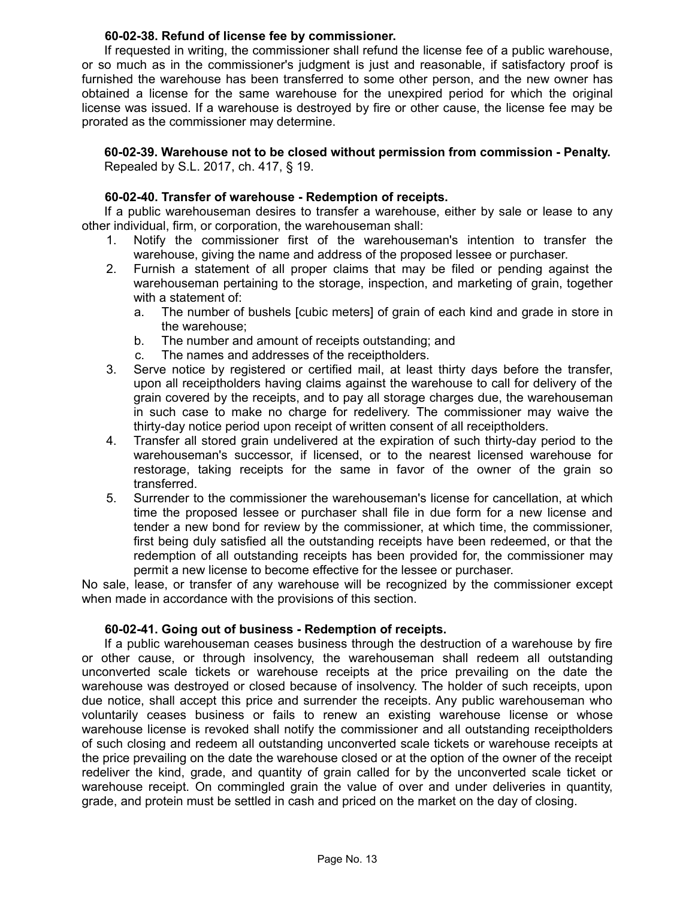**60-02-38. Refund of license fee by commissioner.**

If requested in writing, the commissioner shall refund the license fee of a public warehouse, or so much as in the commissioner's judgment is just and reasonable, if satisfactory proof is furnished the warehouse has been transferred to some other person, and the new owner has obtained a license for the same warehouse for the unexpired period for which the original license was issued. If a warehouse is destroyed by fire or other cause, the license fee may be prorated as the commissioner may determine.

**60-02-39. Warehouse not to be closed without permission from commission - Penalty.**

Repealed by S.L. 2017, ch. 417, § 19.

**60-02-40. Transfer of warehouse - Redemption of receipts.**

If a public warehouseman desires to transfer a warehouse, either by sale or lease to any other individual, firm, or corporation, the warehouseman shall:

1. Notify the commissioner first of the warehouseman's intention to transfer the warehouse, giving the name and address of the proposed lessee or purchaser.
2. Furnish a statement of all proper claims that may be filed or pending against the warehouseman pertaining to the storage, inspection, and marketing of grain, together with a statement of:
   a. The number of bushels [cubic meters] of grain of each kind and grade in store in the warehouse;
   b. The number and amount of receipts outstanding; and
   c. The names and addresses of the receiptholders.
3. Serve notice by registered or certified mail, at least thirty days before the transfer, upon all receiptholders having claims against the warehouse to call for delivery of the grain covered by the receipts, and to pay all storage charges due, the warehouseman in such case to make no charge for redelivery. The commissioner may waive the thirty-day notice period upon receipt of written consent of all receiptholders.
4. Transfer all stored grain undelivered at the expiration of such thirty-day period to the warehouseman's successor, if licensed, or to the nearest licensed warehouse for restorage, taking receipts for the same in favor of the owner of the grain so transferred.
5. Surrender to the commissioner the warehouseman's license for cancellation, at which time the proposed lessee or purchaser shall file in due form for a new license and tender a new bond for review by the commissioner, at which time, the commissioner, first being duly satisfied all the outstanding receipts have been redeemed, or that the redemption of all outstanding receipts has been provided for, the commissioner may permit a new license to become effective for the lessee or purchaser.

No sale, lease, or transfer of any warehouse will be recognized by the commissioner except when made in accordance with the provisions of this section.

**60-02-41. Going out of business - Redemption of receipts.**

If a public warehouseman ceases business through the destruction of a warehouse by fire or other cause, or through insolvency, the warehouseman shall redeem all outstanding unconverted scale tickets or warehouse receipts at the price prevailing on the date the warehouse was destroyed or closed because of insolvency. The holder of such receipts, upon due notice, shall accept this price and surrender the receipts. Any public warehouseman who voluntarily ceases business or fails to renew an existing warehouse license or whose warehouse license is revoked shall notify the commissioner and all outstanding receiptholders of such closing and redeem all outstanding unconverted scale tickets or warehouse receipts at the price prevailing on the date the warehouse closed or at the option of the owner of the receipt redeliver the kind, grade, and quantity of grain called for by the unconverted scale ticket or warehouse receipt. On commingled grain the value of over and under deliveries in quantity, grade, and protein must be settled in cash and priced on the market on the day of closing.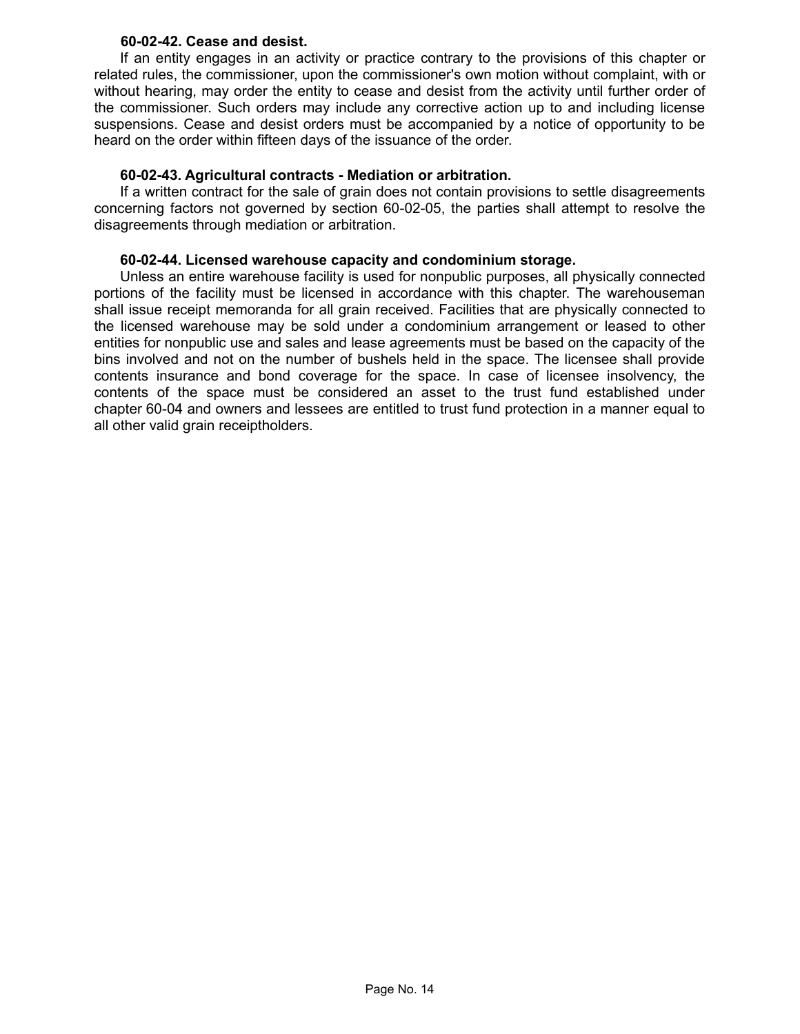**60-02-42. Cease and desist.**

If an entity engages in an activity or practice contrary to the provisions of this chapter or related rules, the commissioner, upon the commissioner's own motion without complaint, with or without hearing, may order the entity to cease and desist from the activity until further order of the commissioner. Such orders may include any corrective action up to and including license suspensions. Cease and desist orders must be accompanied by a notice of opportunity to be heard on the order within fifteen days of the issuance of the order.

**60-02-43. Agricultural contracts - Mediation or arbitration.**

If a written contract for the sale of grain does not contain provisions to settle disagreements concerning factors not governed by section 60-02-05, the parties shall attempt to resolve the disagreements through mediation or arbitration.

**60-02-44. Licensed warehouse capacity and condominium storage.**

Unless an entire warehouse facility is used for nonpublic purposes, all physically connected portions of the facility must be licensed in accordance with this chapter. The warehouseman shall issue receipt memoranda for all grain received. Facilities that are physically connected to the licensed warehouse may be sold under a condominium arrangement or leased to other entities for nonpublic use and sales and lease agreements must be based on the capacity of the bins involved and not on the number of bushels held in the space. The licensee shall provide contents insurance and bond coverage for the space. In case of licensee insolvency, the contents of the space must be considered an asset to the trust fund established under chapter 60-04 and owners and lessees are entitled to trust fund protection in a manner equal to all other valid grain receiptholders.